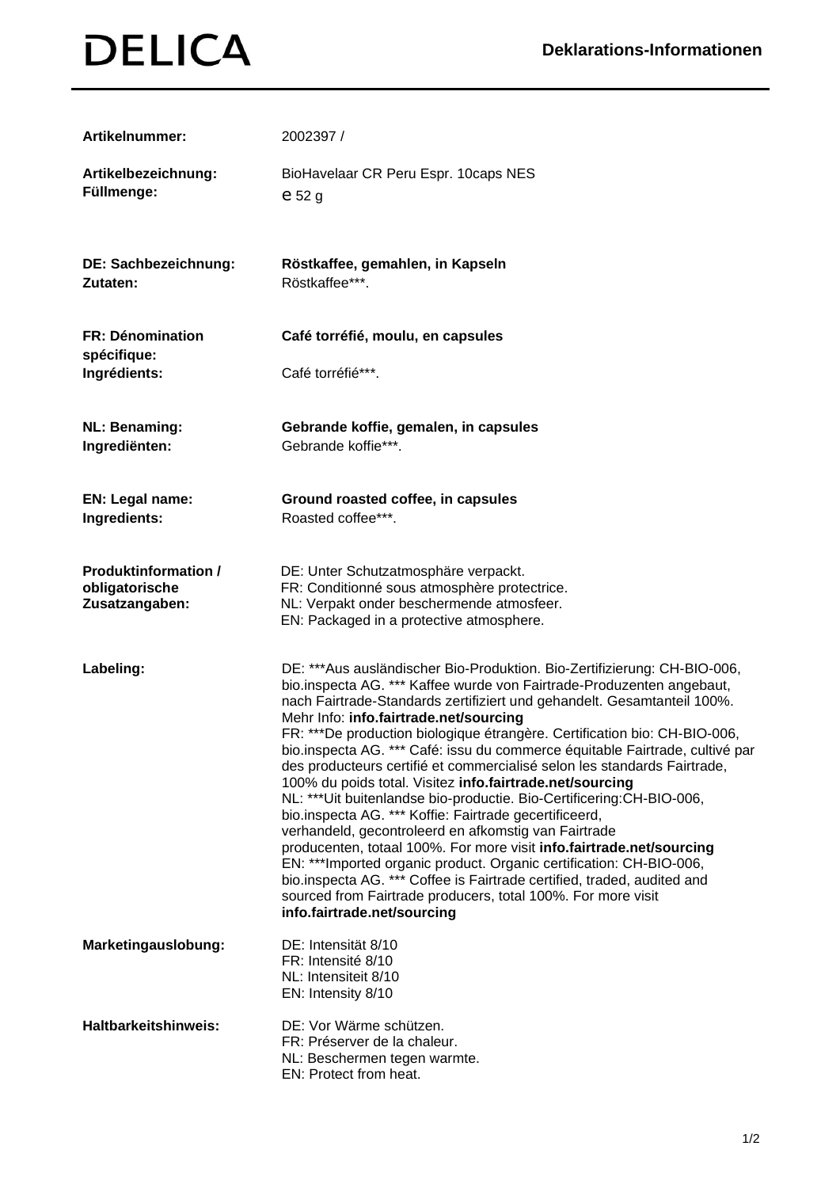# DELICA

## Deklarations-Informationen

| | |
|---|---|
| **Artikelnummer:** | 2002397 / |
| **Artikelbezeichnung:** | BioHavelaar CR Peru Espr. 10caps NES |
| **Füllmenge:** | e 52 g |
| **DE: Sachbezeichnung:** | **Röstkaffee, gemahlen, in Kapseln** |
| **Zutaten:** | Röstkaffee***. |
| **FR: Dénomination spécifique:** | **Café torréfié, moulu, en capsules** |
| **Ingrédients:** | Café torréfié***. |
| **NL: Benaming:** | **Gebrande koffie, gemalen, in capsules** |
| **Ingrediënten:** | Gebrande koffie***. |
| **EN: Legal name:** | **Ground roasted coffee, in capsules** |
| **Ingredients:** | Roasted coffee***. |
| **Produktinformation / obligatorische Zusatzangaben:** | DE: Unter Schutzatmosphäre verpackt.<br>FR: Conditionné sous atmosphère protectrice.<br>NL: Verpakt onder beschermende atmosfeer.<br>EN: Packaged in a protective atmosphere. |
| **Labeling:** | DE: ***Aus ausländischer Bio-Produktion. Bio-Zertifizierung: CH-BIO-006, bio.inspecta AG. *** Kaffee wurde von Fairtrade-Produzenten angebaut, nach Fairtrade-Standards zertifiziert und gehandelt. Gesamtanteil 100%. Mehr Info: **info.fairtrade.net/sourcing**<br>FR: ***De production biologique étrangère. Certification bio: CH-BIO-006, bio.inspecta AG. *** Café: issu du commerce équitable Fairtrade, cultivé par des producteurs certifié et commercialisé selon les standards Fairtrade, 100% du poids total. Visitez **info.fairtrade.net/sourcing**<br>NL: ***Uit buitenlandse bio-productie. Bio-Certificering:CH-BIO-006, bio.inspecta AG. *** Koffie: Fairtrade gecertificeerd, verhandeld, gecontroleerd en afkomstig van Fairtrade producenten, totaal 100%. For more visit **info.fairtrade.net/sourcing**<br>EN: ***Imported organic product. Organic certification: CH-BIO-006, bio.inspecta AG. *** Coffee is Fairtrade certified, traded, audited and sourced from Fairtrade producers, total 100%. For more visit **info.fairtrade.net/sourcing** |
| **Marketingauslobung:** | DE: Intensität 8/10<br>FR: Intensité 8/10<br>NL: Intensiteit 8/10<br>EN: Intensity 8/10 |
| **Haltbarkeitshinweis:** | DE: Vor Wärme schützen.<br>FR: Préserver de la chaleur.<br>NL: Beschermen tegen warmte.<br>EN: Protect from heat. |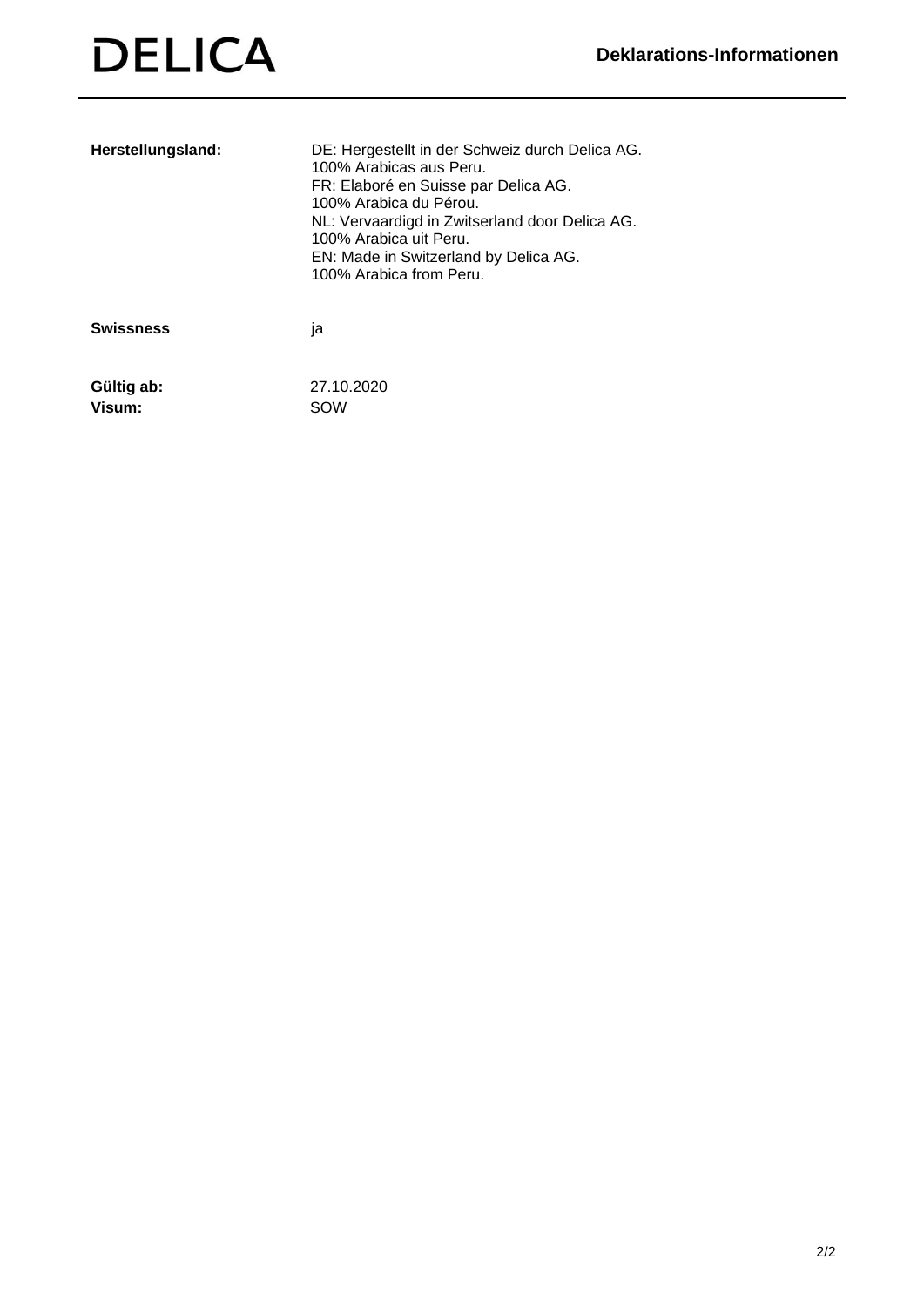DELICA

**Deklarations-Informationen**

| | |
|---|---|
| **Herstellungsland:** | DE: Hergestellt in der Schweiz durch Delica AG.<br>100% Arabicas aus Peru.<br>FR: Elaboré en Suisse par Delica AG.<br>100% Arabica du Pérou.<br>NL: Vervaardigd in Zwitserland door Delica AG.<br>100% Arabica uit Peru.<br>EN: Made in Switzerland by Delica AG.<br>100% Arabica from Peru. |
| **Swissness** | ja |
| **Gültig ab:** | 27.10.2020 |
| **Visum:** | SOW |